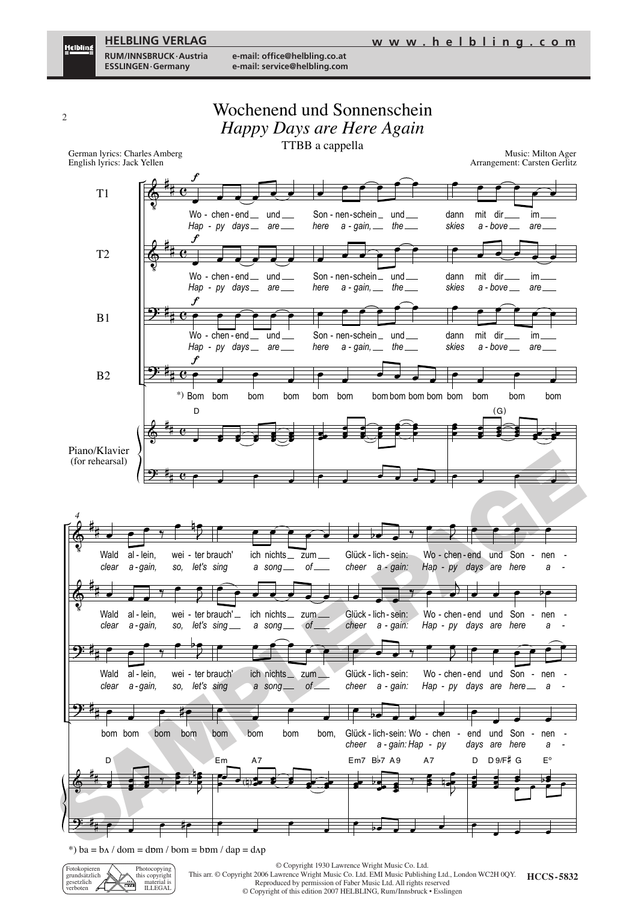# Wochenend und Sonnenschein

## *Happy Days are Here Again*

TTBB a cappella

German lyrics: Charles Amberg
English lyrics: Jack Yellen

Music: Milton Ager
Arrangement: Carsten Gerlitz

T1: Wo - chen - end und Son - nen - schein und dann mit dir im Wald al - lein, wei - ter brauch' ich nichts zum Glück - lich - sein: Wo - chen - end und Son - nen -
*Hap - py days are here a - gain, the skies a - bove are clear a - gain, so, let's sing a song of cheer a - gain: Hap - py days are here a -*

T2: Wo - chen - end und Son - nen - schein und dann mit dir im Wald al - lein, wei - ter brauch' ich nichts zum Glück - lich - sein: Wo - chen - end und Son - nen -
*Hap - py days are here a - gain, the skies a - bove are clear a - gain, so, let's sing a song of cheer a - gain: Hap - py days are here a -*

B1: Wo - chen - end und Son - nen - schein und dann mit dir im Wald al - lein, wei - ter brauch' ich nichts zum Glück - lich - sein: Wo - chen - end und Son - nen -
*Hap - py days are here a - gain, the skies a - bove are clear a - gain, so, let's sing a song of cheer a - gain: Hap - py days are here a -*

B2: *) Bom bom bom bom bom bom bom bom bom bom bom bom bom bom bom bom bom bom bom bom bom bom, Glück - lich - sein: Wo - chen - end und Son - nen -
*cheer a - gain: Hap - py days are here a -*

Piano/Klavier (for rehearsal): D (G) D Em A7 Em7 B♭7 A9 A7 D D9/F♯ G E°

*) ba = bʌ / dom = dɒm / bom = bɒm / dap = dʌp

© Copyright 1930 Lawrence Wright Music Co. Ltd.
This arr. © Copyright 2006 Lawrence Wright Music Co. Ltd. EMI Music Publishing Ltd., London WC2H 0QY.
Reproduced by permission of Faber Music Ltd. All rights reserved
© Copyright of this edition 2007 HELBLING, Rum/Innsbruck • Esslingen

HCCS-5832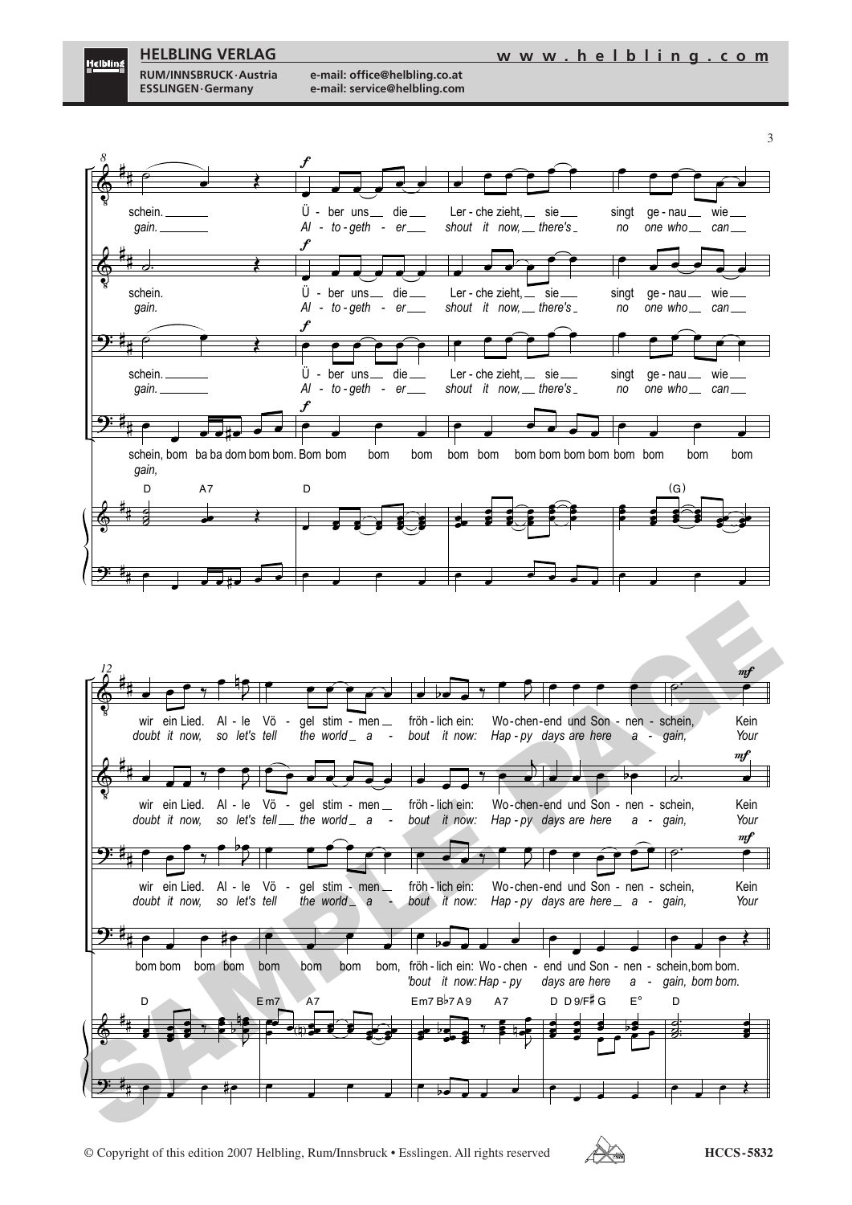**8**

schein. Ü - ber uns die Ler - che zieht, sie singt ge - nau wie
*gain. Al - to - geth - er shout it now, there's no one who can*

schein. Ü - ber uns die Ler - che zieht, sie singt ge - nau wie
*gain. Al - to - geth - er shout it now, there's no one who can*

schein. Ü - ber uns die Ler - che zieht, sie singt ge - nau wie
*gain. Al - to - geth - er shout it now, there's no one who can*

schein, bom ba ba dom bom bom. Bom bom bom bom bom bom bom bom bom bom bom bom bom bom
*gain,*

D A7 D (G)

**12**

wir ein Lied. Al - le Vö - gel stim - men fröh - lich ein: Wo - chen - end und Son - nen - schein, Kein
*doubt it now, so let's tell the world a - bout it now: Hap - py days are here a - gain, Your*

wir ein Lied. Al - le Vö - gel stim - men fröh - lich ein: Wo - chen - end und Son - nen - schein, Kein
*doubt it now, so let's tell the world a - bout it now: Hap - py days are here a - gain, Your*

wir ein Lied. Al - le Vö - gel stim - men fröh - lich ein: Wo - chen - end und Son - nen - schein, Kein
*doubt it now, so let's tell the world a - bout it now: Hap - py days are here a - gain, Your*

bom bom bom bom bom bom bom bom, fröh - lich ein: Wo - chen - end und Son - nen - schein, bom bom.
*'bout it now: Hap - py days are here a - gain, bom bom.*

D Em7 A7 Em7 B♭7 A9 A7 D D9/F♯ G E° D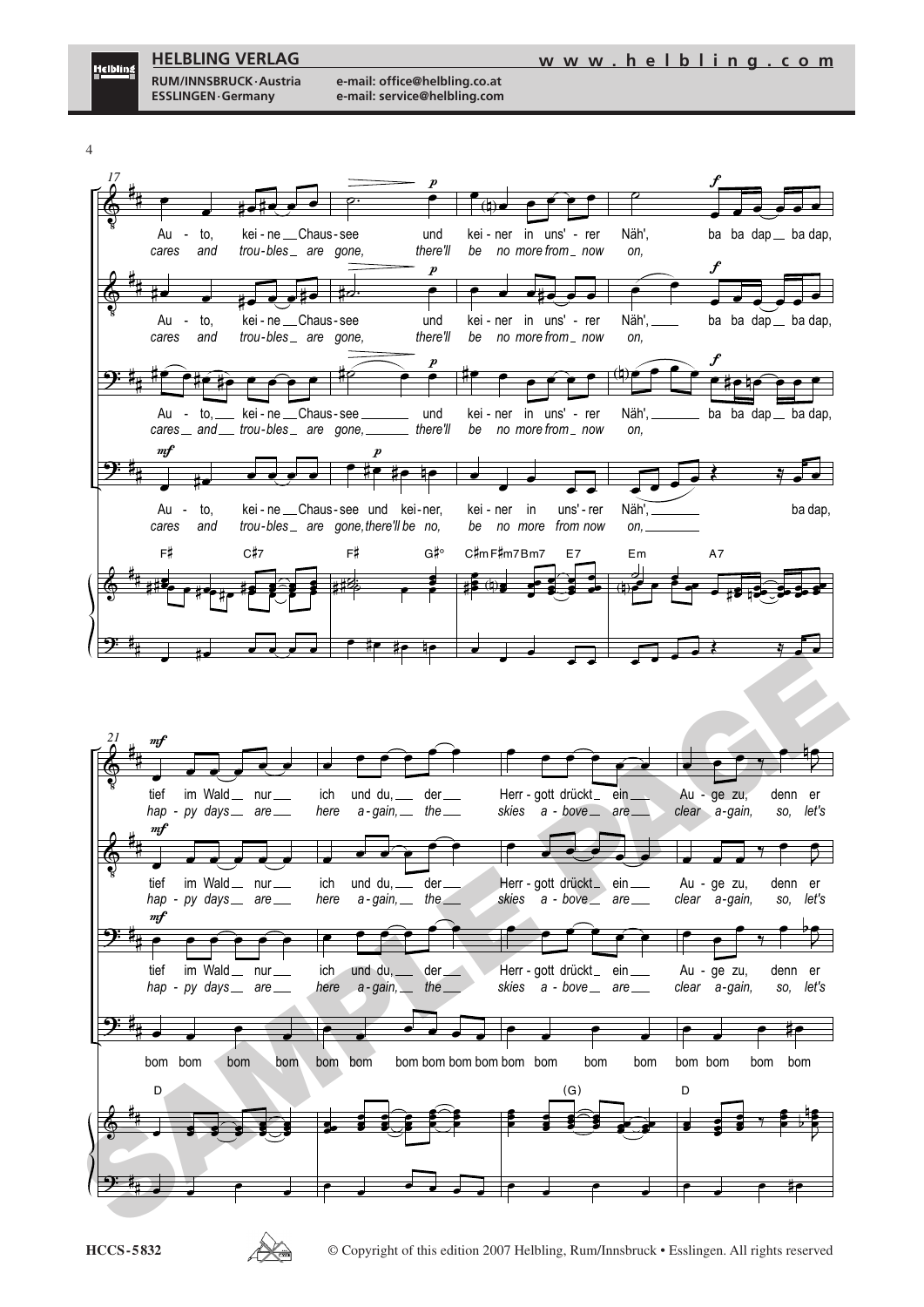Au - to, kei - ne Chaus - see und kei - ner in uns' - rer Näh', ba ba dap ba dap,

*cares and trou - bles are gone, there'll be no more from now on,*

Au - to, kei - ne Chaus - see und kei - ner, kei - ner in uns' - rer Näh', ba dap,

*cares and trou - bles are gone, there'll be no, be no more from now on,*

F♯ C♯7 F♯ G♯° C♯m F♯m7 Bm7 E7 Em A7

tief im Wald nur ich und du, der Herr - gott drückt ein Au - ge zu, denn er

*hap - py days are here a - gain, the skies a - bove are clear a - gain, so, let's*

bom bom bom bom bom bom bom bom bom bom bom bom bom bom bom bom bom bom

D (G) D

© Copyright of this edition 2007 Helbling, Rum/Innsbruck • Esslingen. All rights reserved